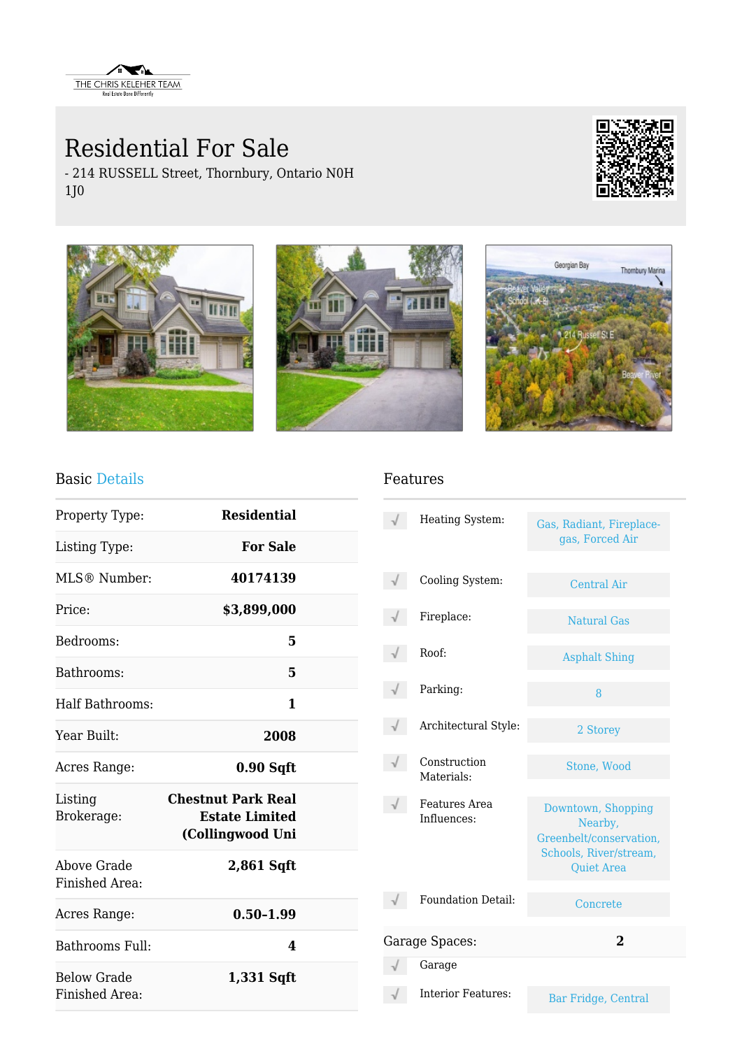THE CHRIS KELEHER TEAM

Real Estate Done Differently

# Residential For Sale

- 214 RUSSELL Street, Thornbury, Ontario N0H 1J0

## Basic Details

| | |
|---|---|
| Property Type: | **Residential** |
| Listing Type: | **For Sale** |
| MLS® Number: | **40174139** |
| Price: | **$3,899,000** |
| Bedrooms: | **5** |
| Bathrooms: | **5** |
| Half Bathrooms: | **1** |
| Year Built: | **2008** |
| Acres Range: | **0.90 Sqft** |
| Listing Brokerage: | **Chestnut Park Real Estate Limited (Collingwood Uni** |
| Above Grade Finished Area: | **2,861 Sqft** |
| Acres Range: | **0.50-1.99** |
| Bathrooms Full: | **4** |
| Below Grade Finished Area: | **1,331 Sqft** |

## Features

| | |
|---|---|
| Heating System: | Gas, Radiant, Fireplace-gas, Forced Air |
| Cooling System: | Central Air |
| Fireplace: | Natural Gas |
| Roof: | Asphalt Shing |
| Parking: | 8 |
| Architectural Style: | 2 Storey |
| Construction Materials: | Stone, Wood |
| Features Area Influences: | Downtown, Shopping Nearby, Greenbelt/conservation, Schools, River/stream, Quiet Area |
| Foundation Detail: | Concrete |

| | |
|---|---|
| Garage Spaces: | **2** |

- Garage

| | |
|---|---|
| Interior Features: | Bar Fridge, Central |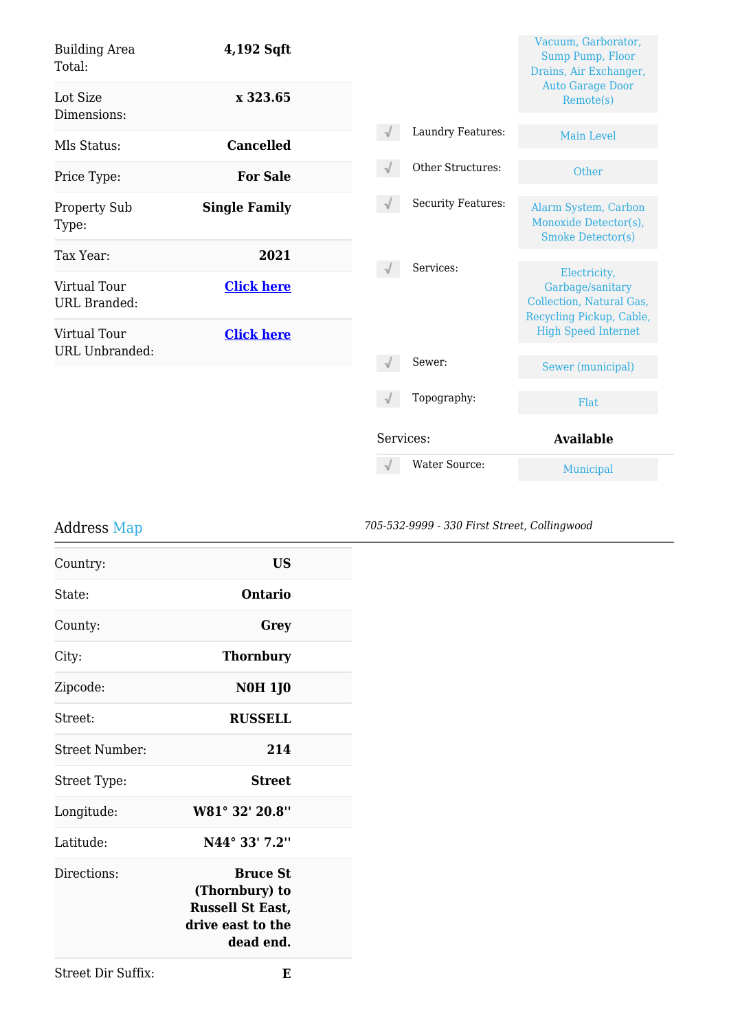| | |
|---|---|
| Building Area Total: | 4,192 Sqft |
| Lot Size Dimensions: | x 323.65 |
| Mls Status: | Cancelled |
| Price Type: | For Sale |
| Property Sub Type: | Single Family |
| Tax Year: | 2021 |
| Virtual Tour URL Branded: | Click here |
| Virtual Tour URL Unbranded: | Click here |

| | |
|---|---|
| | Vacuum, Garborator, Sump Pump, Floor Drains, Air Exchanger, Auto Garage Door Remote(s) |
| Laundry Features: | Main Level |
| Other Structures: | Other |
| Security Features: | Alarm System, Carbon Monoxide Detector(s), Smoke Detector(s) |
| Services: | Electricity, Garbage/sanitary Collection, Natural Gas, Recycling Pickup, Cable, High Speed Internet |
| Sewer: | Sewer (municipal) |
| Topography: | Flat |

| | |
|---|---|
| Services: | Available |
| Water Source: | Municipal |

## Address Map

*705-532-9999 - 330 First Street, Collingwood*

| | |
|---|---|
| Country: | US |
| State: | Ontario |
| County: | Grey |
| City: | Thornbury |
| Zipcode: | N0H 1J0 |
| Street: | RUSSELL |
| Street Number: | 214 |
| Street Type: | Street |
| Longitude: | W81° 32' 20.8'' |
| Latitude: | N44° 33' 7.2'' |
| Directions: | Bruce St (Thornbury) to Russell St East, drive east to the dead end. |
| Street Dir Suffix: | E |